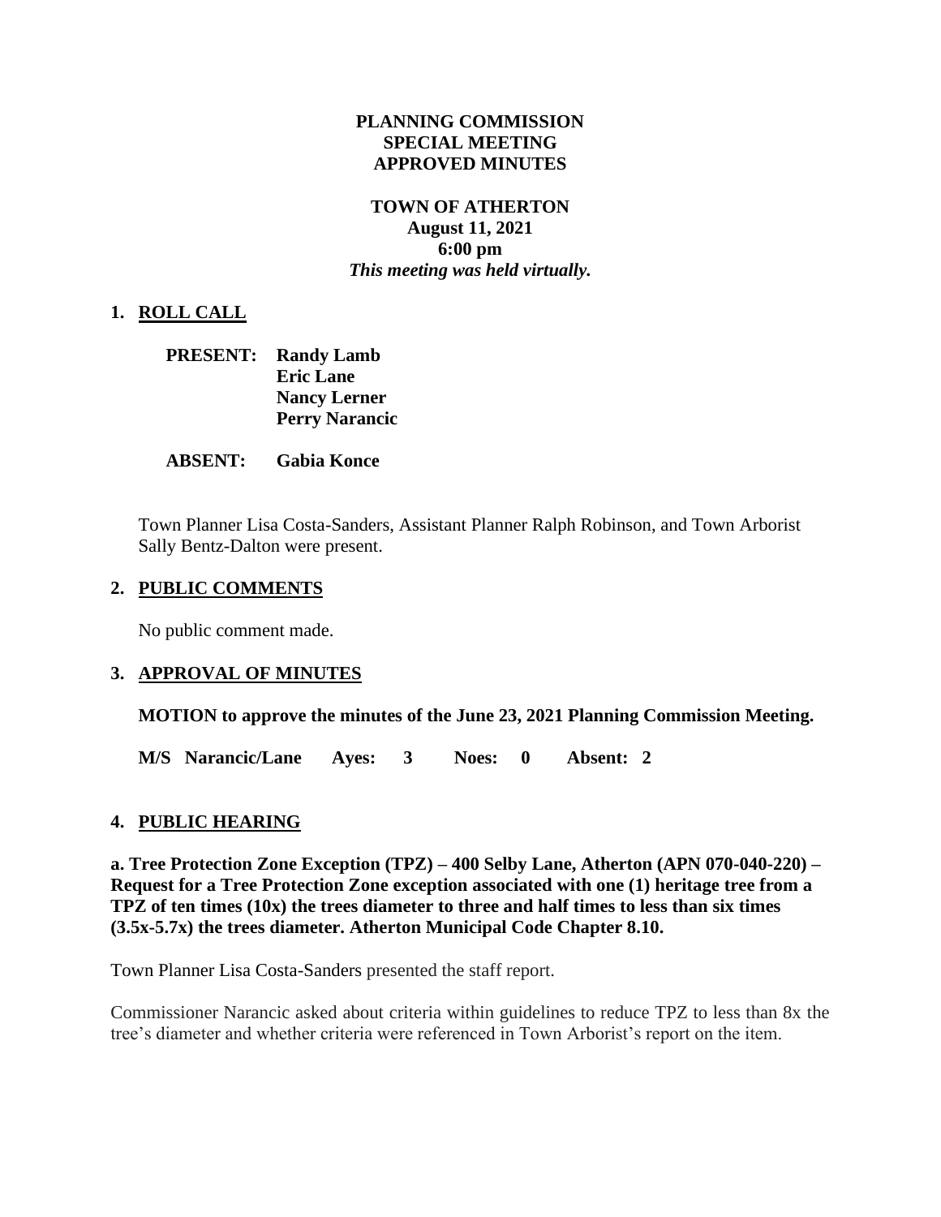# PLANNING COMMISSION SPECIAL MEETING APPROVED MINUTES

## TOWN OF ATHERTON
**August 11, 2021**
**6:00 pm**
***This meeting was held virtually.***

## 1. ROLL CALL

**PRESENT:** **Randy Lamb**
**Eric Lane**
**Nancy Lerner**
**Perry Narancic**

**ABSENT:** **Gabia Konce**

Town Planner Lisa Costa-Sanders, Assistant Planner Ralph Robinson, and Town Arborist Sally Bentz-Dalton were present.

## 2. PUBLIC COMMENTS

No public comment made.

## 3. APPROVAL OF MINUTES

**MOTION to approve the minutes of the June 23, 2021 Planning Commission Meeting.**

**M/S Narancic/Lane Ayes: 3 Noes: 0 Absent: 2**

## 4. PUBLIC HEARING

**a. Tree Protection Zone Exception (TPZ) – 400 Selby Lane, Atherton (APN 070-040-220) – Request for a Tree Protection Zone exception associated with one (1) heritage tree from a TPZ of ten times (10x) the trees diameter to three and half times to less than six times (3.5x-5.7x) the trees diameter. Atherton Municipal Code Chapter 8.10.**

Town Planner Lisa Costa-Sanders presented the staff report.

Commissioner Narancic asked about criteria within guidelines to reduce TPZ to less than 8x the tree's diameter and whether criteria were referenced in Town Arborist's report on the item.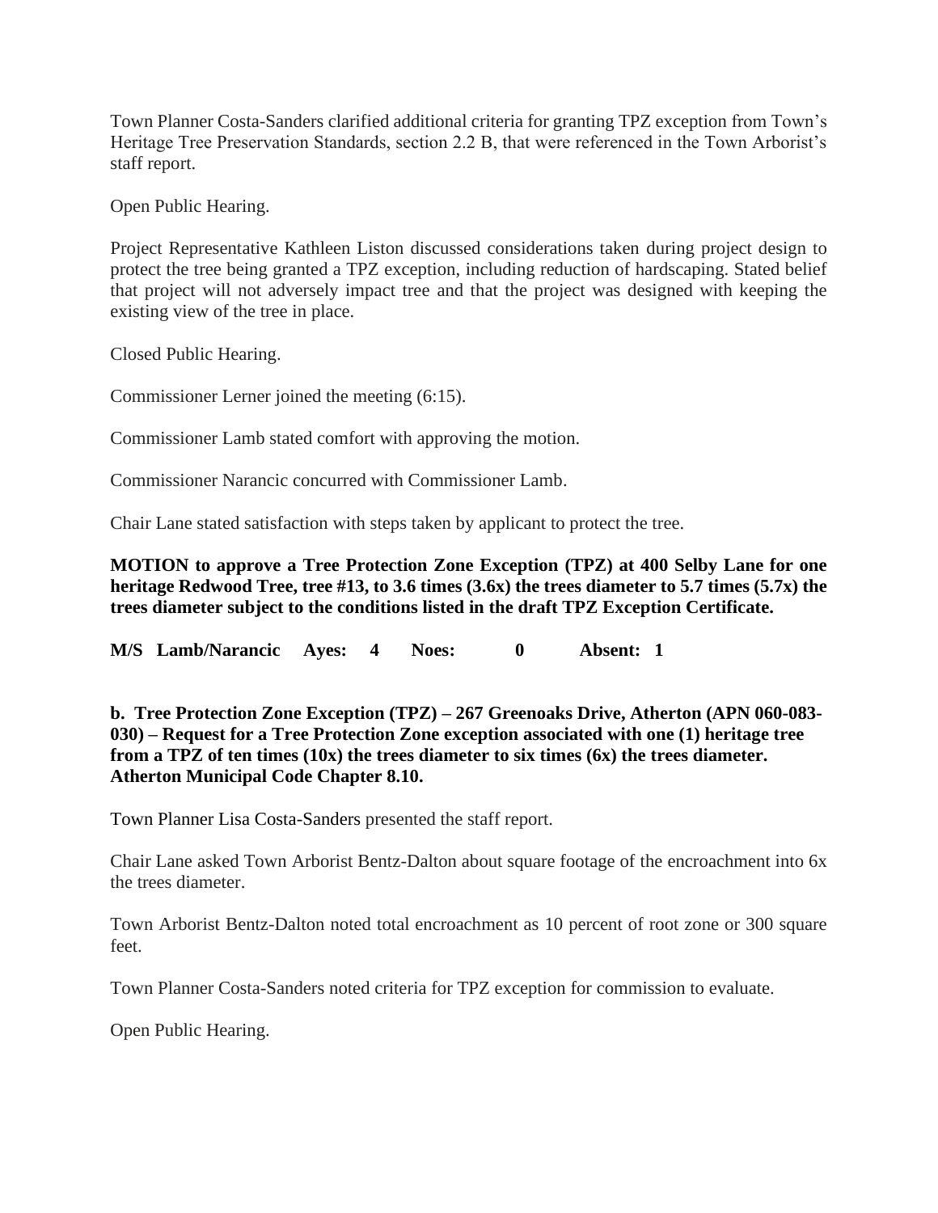Town Planner Costa-Sanders clarified additional criteria for granting TPZ exception from Town's Heritage Tree Preservation Standards, section 2.2 B, that were referenced in the Town Arborist's staff report.

Open Public Hearing.

Project Representative Kathleen Liston discussed considerations taken during project design to protect the tree being granted a TPZ exception, including reduction of hardscaping. Stated belief that project will not adversely impact tree and that the project was designed with keeping the existing view of the tree in place.

Closed Public Hearing.

Commissioner Lerner joined the meeting (6:15).

Commissioner Lamb stated comfort with approving the motion.

Commissioner Narancic concurred with Commissioner Lamb.

Chair Lane stated satisfaction with steps taken by applicant to protect the tree.

**MOTION to approve a Tree Protection Zone Exception (TPZ) at 400 Selby Lane for one heritage Redwood Tree, tree #13, to 3.6 times (3.6x) the trees diameter to 5.7 times (5.7x) the trees diameter subject to the conditions listed in the draft TPZ Exception Certificate.**

**M/S Lamb/Narancic Ayes: 4 Noes: 0 Absent: 1**

**b. Tree Protection Zone Exception (TPZ) – 267 Greenoaks Drive, Atherton (APN 060-083-030) – Request for a Tree Protection Zone exception associated with one (1) heritage tree from a TPZ of ten times (10x) the trees diameter to six times (6x) the trees diameter. Atherton Municipal Code Chapter 8.10.**

Town Planner Lisa Costa-Sanders presented the staff report.

Chair Lane asked Town Arborist Bentz-Dalton about square footage of the encroachment into 6x the trees diameter.

Town Arborist Bentz-Dalton noted total encroachment as 10 percent of root zone or 300 square feet.

Town Planner Costa-Sanders noted criteria for TPZ exception for commission to evaluate.

Open Public Hearing.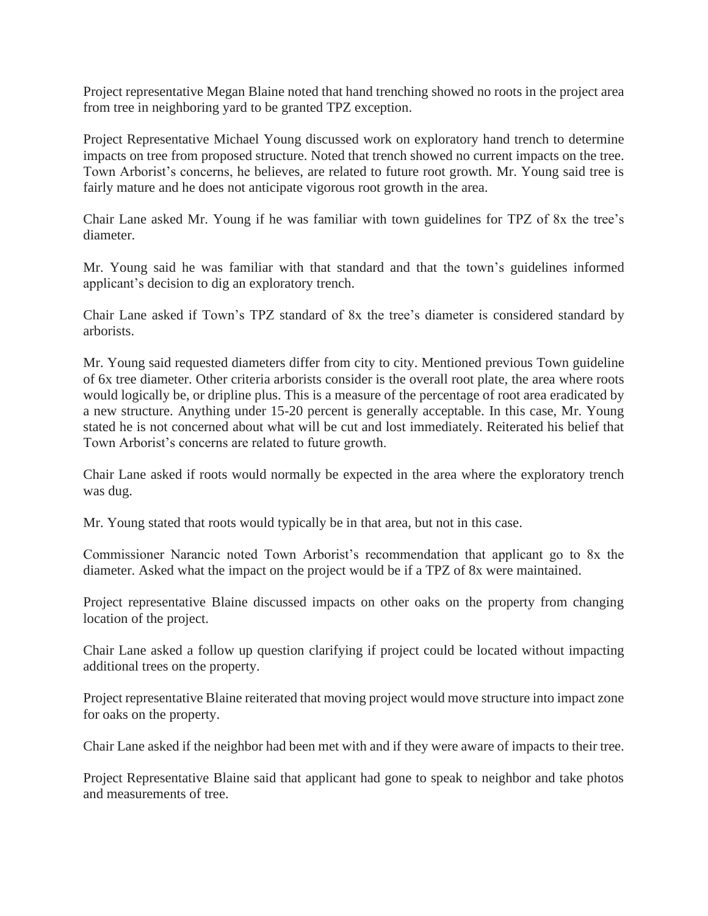Project representative Megan Blaine noted that hand trenching showed no roots in the project area from tree in neighboring yard to be granted TPZ exception.

Project Representative Michael Young discussed work on exploratory hand trench to determine impacts on tree from proposed structure. Noted that trench showed no current impacts on the tree. Town Arborist's concerns, he believes, are related to future root growth. Mr. Young said tree is fairly mature and he does not anticipate vigorous root growth in the area.

Chair Lane asked Mr. Young if he was familiar with town guidelines for TPZ of 8x the tree's diameter.

Mr. Young said he was familiar with that standard and that the town's guidelines informed applicant's decision to dig an exploratory trench.

Chair Lane asked if Town's TPZ standard of 8x the tree's diameter is considered standard by arborists.

Mr. Young said requested diameters differ from city to city. Mentioned previous Town guideline of 6x tree diameter. Other criteria arborists consider is the overall root plate, the area where roots would logically be, or dripline plus. This is a measure of the percentage of root area eradicated by a new structure. Anything under 15-20 percent is generally acceptable. In this case, Mr. Young stated he is not concerned about what will be cut and lost immediately. Reiterated his belief that Town Arborist's concerns are related to future growth.

Chair Lane asked if roots would normally be expected in the area where the exploratory trench was dug.

Mr. Young stated that roots would typically be in that area, but not in this case.

Commissioner Narancic noted Town Arborist's recommendation that applicant go to 8x the diameter. Asked what the impact on the project would be if a TPZ of 8x were maintained.

Project representative Blaine discussed impacts on other oaks on the property from changing location of the project.

Chair Lane asked a follow up question clarifying if project could be located without impacting additional trees on the property.

Project representative Blaine reiterated that moving project would move structure into impact zone for oaks on the property.

Chair Lane asked if the neighbor had been met with and if they were aware of impacts to their tree.

Project Representative Blaine said that applicant had gone to speak to neighbor and take photos and measurements of tree.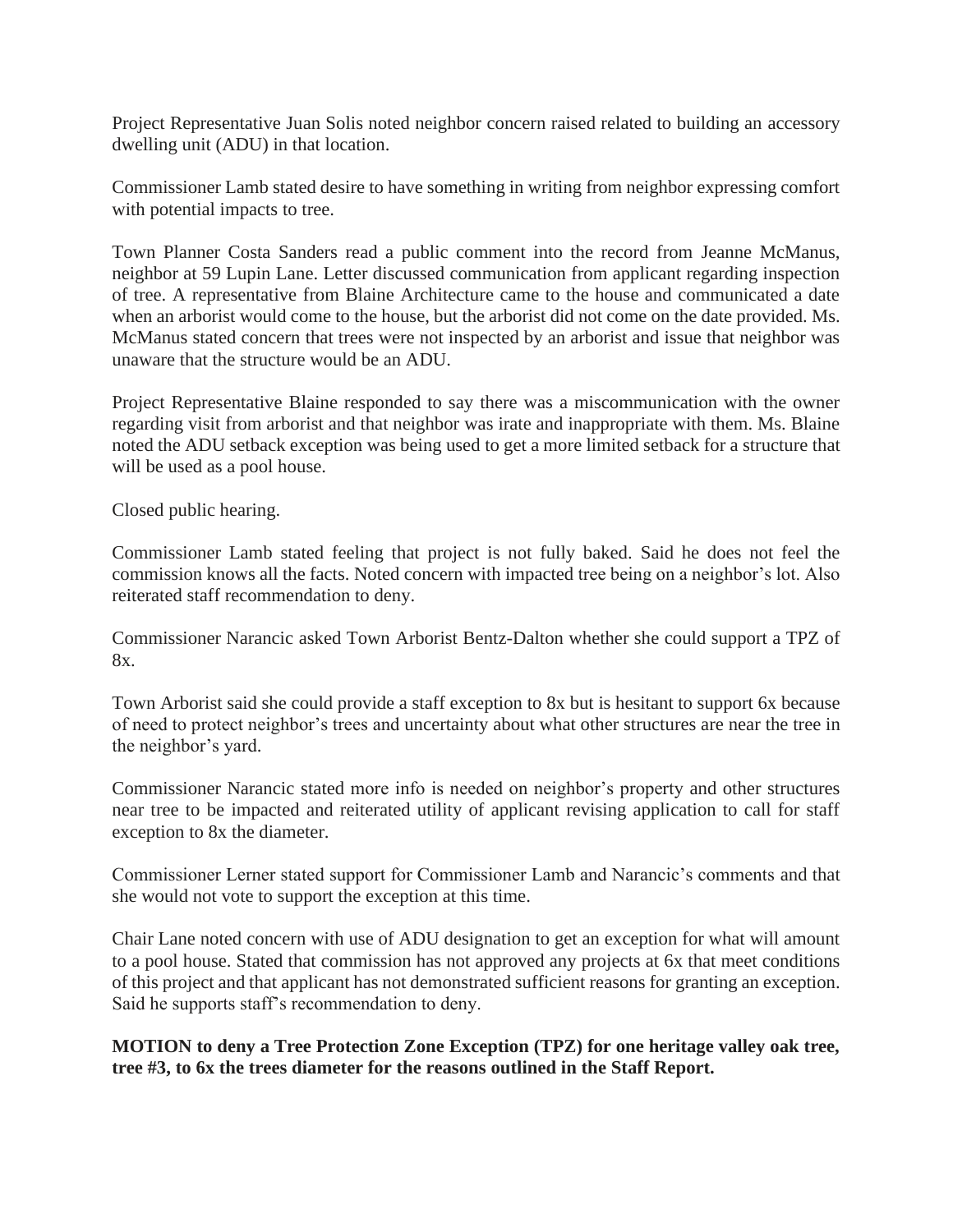Project Representative Juan Solis noted neighbor concern raised related to building an accessory dwelling unit (ADU) in that location.

Commissioner Lamb stated desire to have something in writing from neighbor expressing comfort with potential impacts to tree.

Town Planner Costa Sanders read a public comment into the record from Jeanne McManus, neighbor at 59 Lupin Lane. Letter discussed communication from applicant regarding inspection of tree. A representative from Blaine Architecture came to the house and communicated a date when an arborist would come to the house, but the arborist did not come on the date provided. Ms. McManus stated concern that trees were not inspected by an arborist and issue that neighbor was unaware that the structure would be an ADU.

Project Representative Blaine responded to say there was a miscommunication with the owner regarding visit from arborist and that neighbor was irate and inappropriate with them. Ms. Blaine noted the ADU setback exception was being used to get a more limited setback for a structure that will be used as a pool house.

Closed public hearing.

Commissioner Lamb stated feeling that project is not fully baked. Said he does not feel the commission knows all the facts. Noted concern with impacted tree being on a neighbor's lot. Also reiterated staff recommendation to deny.

Commissioner Narancic asked Town Arborist Bentz-Dalton whether she could support a TPZ of 8x.

Town Arborist said she could provide a staff exception to 8x but is hesitant to support 6x because of need to protect neighbor's trees and uncertainty about what other structures are near the tree in the neighbor's yard.

Commissioner Narancic stated more info is needed on neighbor's property and other structures near tree to be impacted and reiterated utility of applicant revising application to call for staff exception to 8x the diameter.

Commissioner Lerner stated support for Commissioner Lamb and Narancic's comments and that she would not vote to support the exception at this time.

Chair Lane noted concern with use of ADU designation to get an exception for what will amount to a pool house. Stated that commission has not approved any projects at 6x that meet conditions of this project and that applicant has not demonstrated sufficient reasons for granting an exception. Said he supports staff's recommendation to deny.

**MOTION to deny a Tree Protection Zone Exception (TPZ) for one heritage valley oak tree, tree #3, to 6x the trees diameter for the reasons outlined in the Staff Report.**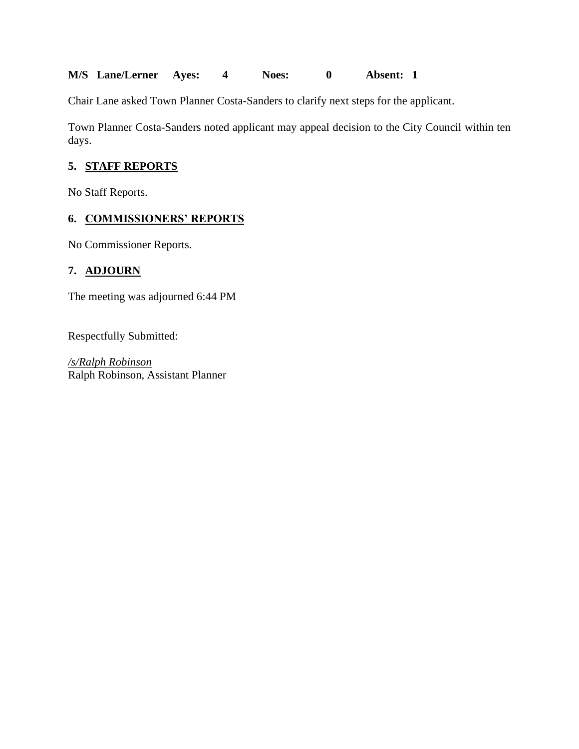**M/S Lane/Lerner Ayes: 4 Noes: 0 Absent: 1**

Chair Lane asked Town Planner Costa-Sanders to clarify next steps for the applicant.

Town Planner Costa-Sanders noted applicant may appeal decision to the City Council within ten days.

## 5. STAFF REPORTS

No Staff Reports.

## 6. COMMISSIONERS' REPORTS

No Commissioner Reports.

## 7. ADJOURN

The meeting was adjourned 6:44 PM

Respectfully Submitted:

*/s/Ralph Robinson*
Ralph Robinson, Assistant Planner